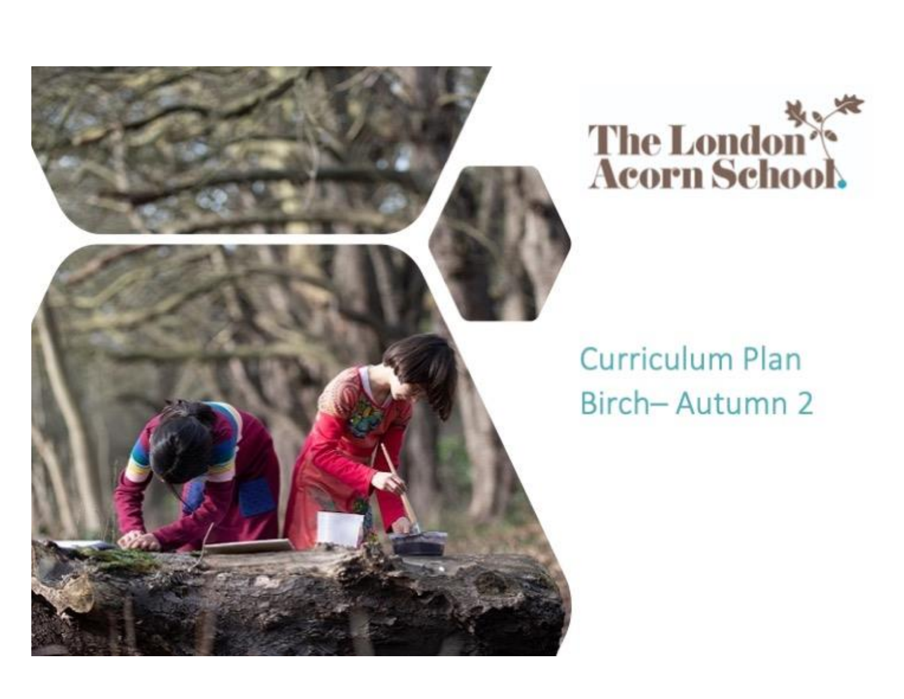The London Acorn School

# Curriculum Plan
## Birch– Autumn 2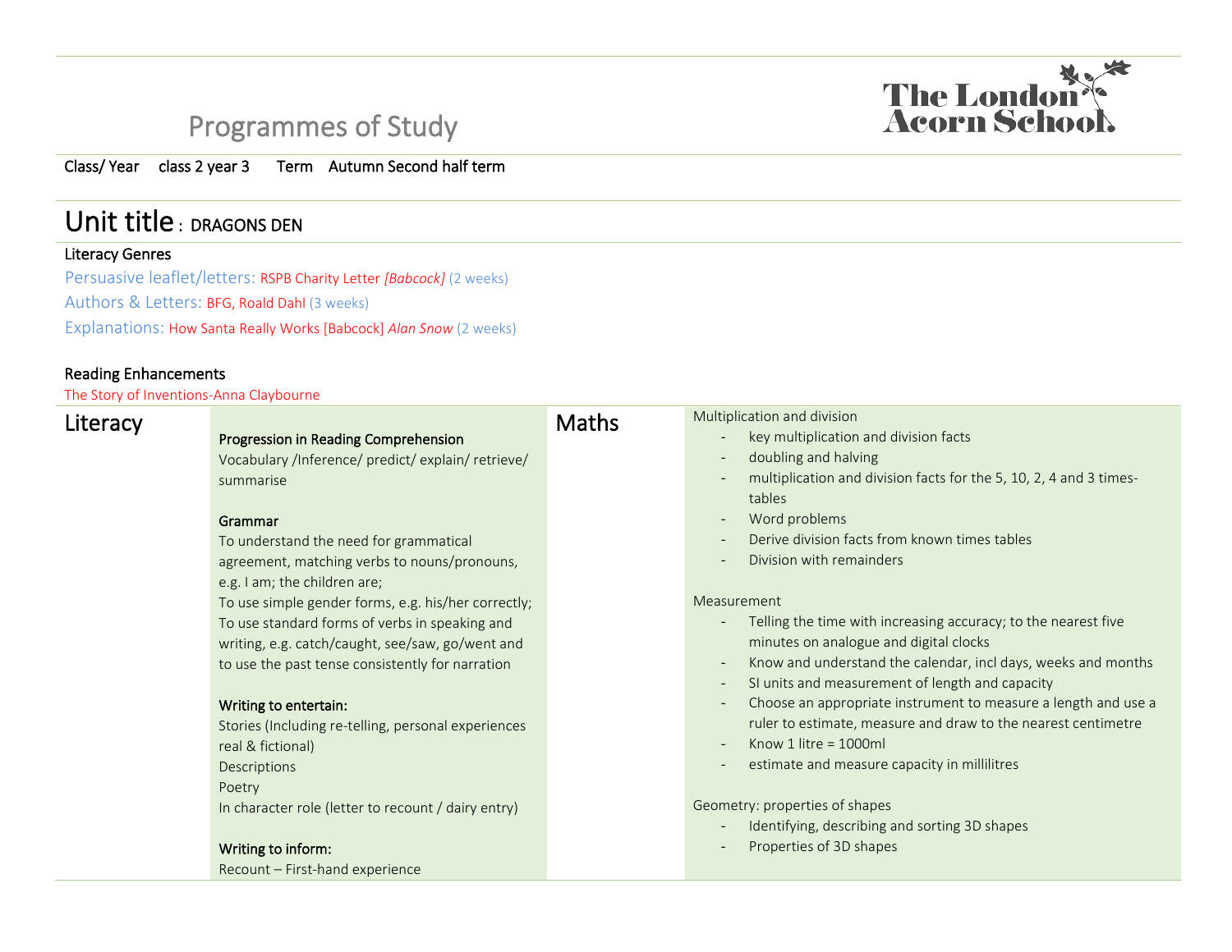# Programmes of Study

Class/ Year class 2 year 3 Term Autumn Second half term

## Unit title : DRAGONS DEN

**Literacy Genres**

Persuasive leaflet/letters: RSPB Charity Letter *[Babcock]* (2 weeks)

Authors & Letters: BFG, Roald Dahl (3 weeks)

Explanations: How Santa Really Works [Babcock] *Alan Snow* (2 weeks)

**Reading Enhancements**

The Story of Inventions-Anna Claybourne

| Literacy | | Maths | |
|---|---|---|---|
| | **Progression in Reading Comprehension**<br>Vocabulary /Inference/ predict/ explain/ retrieve/ summarise<br><br>**Grammar**<br>To understand the need for grammatical agreement, matching verbs to nouns/pronouns, e.g. I am; the children are;<br>To use simple gender forms, e.g. his/her correctly;<br>To use standard forms of verbs in speaking and writing, e.g. catch/caught, see/saw, go/went and to use the past tense consistently for narration<br><br>**Writing to entertain:**<br>Stories (Including re-telling, personal experiences real & fictional)<br>Descriptions<br>Poetry<br>In character role (letter to recount / dairy entry)<br><br>**Writing to inform:**<br>Recount – First-hand experience | | Multiplication and division<br>- key multiplication and division facts<br>- doubling and halving<br>- multiplication and division facts for the 5, 10, 2, 4 and 3 times-tables<br>- Word problems<br>- Derive division facts from known times tables<br>- Division with remainders<br><br>Measurement<br>- Telling the time with increasing accuracy; to the nearest five minutes on analogue and digital clocks<br>- Know and understand the calendar, incl days, weeks and months<br>- SI units and measurement of length and capacity<br>- Choose an appropriate instrument to measure a length and use a ruler to estimate, measure and draw to the nearest centimetre<br>- Know 1 litre = 1000ml<br>- estimate and measure capacity in millilitres<br><br>Geometry: properties of shapes<br>- Identifying, describing and sorting 3D shapes<br>- Properties of 3D shapes |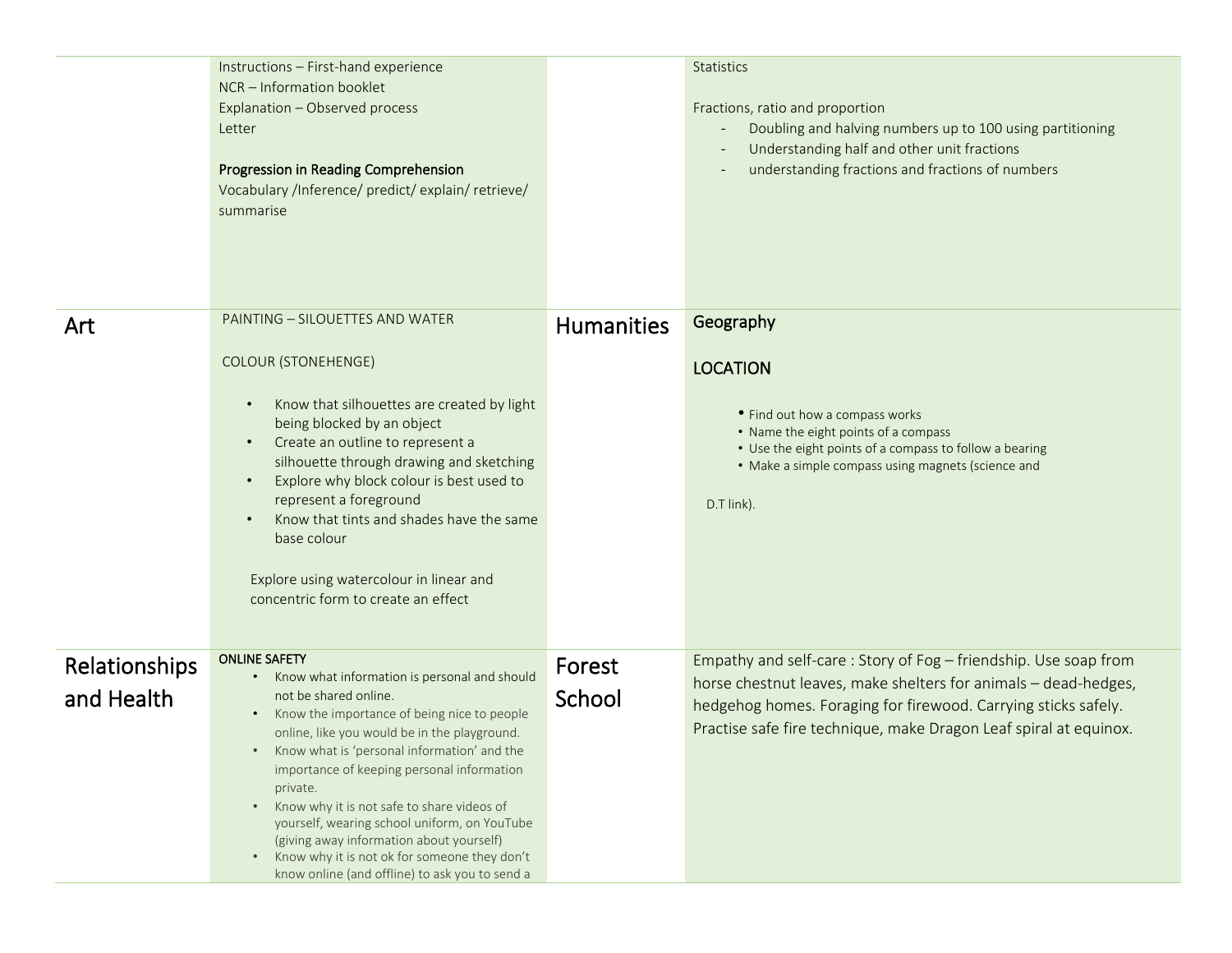| | | | |
|---|---|---|---|
| | Instructions – First-hand experience<br>NCR – Information booklet<br>Explanation – Observed process<br>Letter<br><br>**Progression in Reading Comprehension**<br>Vocabulary /Inference/ predict/ explain/ retrieve/ summarise | | Statistics<br><br>Fractions, ratio and proportion<br>- Doubling and halving numbers up to 100 using partitioning<br>- Understanding half and other unit fractions<br>- understanding fractions and fractions of numbers |
| **Art** | PAINTING – SILOUETTES AND WATER<br><br>COLOUR (STONEHENGE)<br><br>• Know that silhouettes are created by light being blocked by an object<br>• Create an outline to represent a silhouette through drawing and sketching<br>• Explore why block colour is best used to represent a foreground<br>• Know that tints and shades have the same base colour<br><br>Explore using watercolour in linear and concentric form to create an effect | **Humanities** | Geography<br><br>LOCATION<br><br>• Find out how a compass works<br>• Name the eight points of a compass<br>• Use the eight points of a compass to follow a bearing<br>• Make a simple compass using magnets (science and D.T link). |
| **Relationships and Health** | ONLINE SAFETY<br>• Know what information is personal and should not be shared online.<br>• Know the importance of being nice to people online, like you would be in the playground.<br>• Know what is 'personal information' and the importance of keeping personal information private.<br>• Know why it is not safe to share videos of yourself, wearing school uniform, on YouTube (giving away information about yourself)<br>• Know why it is not ok for someone they don't know online (and offline) to ask you to send a | **Forest School** | Empathy and self-care : Story of Fog – friendship. Use soap from horse chestnut leaves, make shelters for animals – dead-hedges, hedgehog homes. Foraging for firewood. Carrying sticks safely. Practise safe fire technique, make Dragon Leaf spiral at equinox. |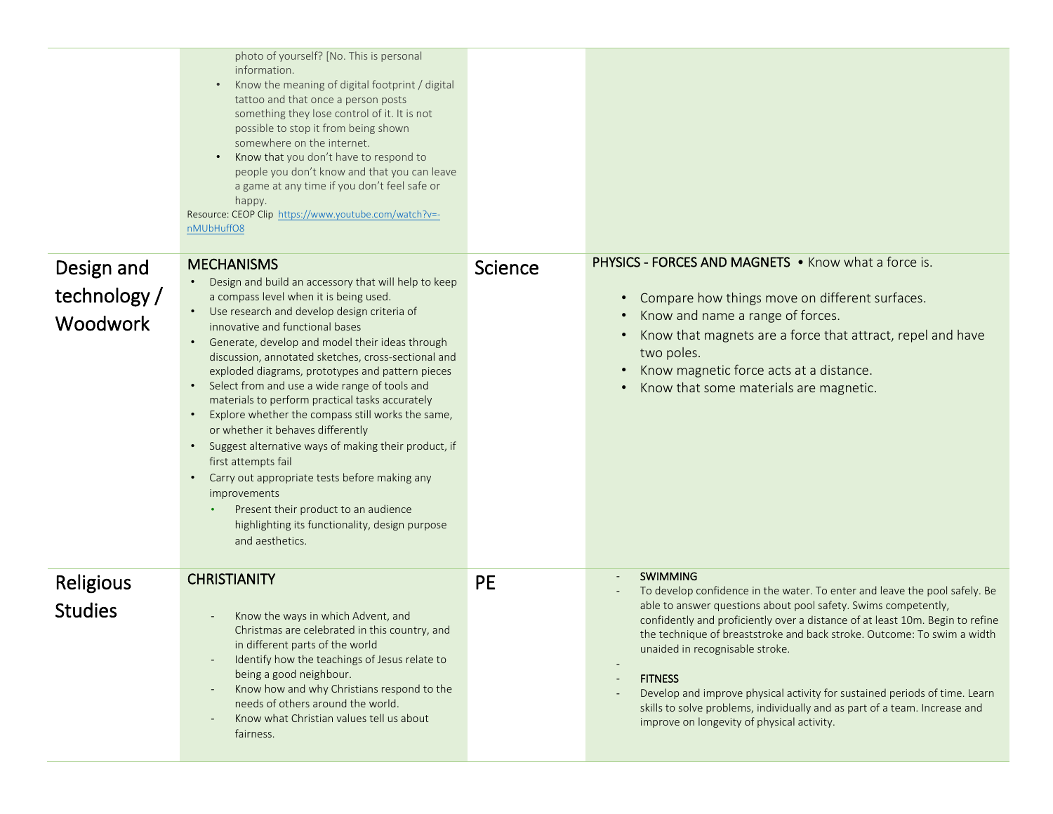| | | | |
|---|---|---|---|
| | photo of yourself? [No. This is personal information.<br>• Know the meaning of digital footprint / digital tattoo and that once a person posts something they lose control of it. It is not possible to stop it from being shown somewhere on the internet.<br>• Know that you don't have to respond to people you don't know and that you can leave a game at any time if you don't feel safe or happy.<br>Resource: CEOP Clip https://www.youtube.com/watch?v=-nMUbHuffO8 | | |
| Design and technology / Woodwork | **MECHANISMS**<br>• Design and build an accessory that will help to keep a compass level when it is being used.<br>• Use research and develop design criteria of innovative and functional bases<br>• Generate, develop and model their ideas through discussion, annotated sketches, cross-sectional and exploded diagrams, prototypes and pattern pieces<br>• Select from and use a wide range of tools and materials to perform practical tasks accurately<br>• Explore whether the compass still works the same, or whether it behaves differently<br>• Suggest alternative ways of making their product, if first attempts fail<br>• Carry out appropriate tests before making any improvements<br>• Present their product to an audience highlighting its functionality, design purpose and aesthetics. | Science | **PHYSICS - FORCES AND MAGNETS** • Know what a force is.<br>• Compare how things move on different surfaces.<br>• Know and name a range of forces.<br>• Know that magnets are a force that attract, repel and have two poles.<br>• Know magnetic force acts at a distance.<br>• Know that some materials are magnetic. |
| Religious Studies | **CHRISTIANITY**<br>- Know the ways in which Advent, and Christmas are celebrated in this country, and in different parts of the world<br>- Identify how the teachings of Jesus relate to being a good neighbour.<br>- Know how and why Christians respond to the needs of others around the world.<br>- Know what Christian values tell us about fairness. | PE | - **SWIMMING**<br>- To develop confidence in the water. To enter and leave the pool safely. Be able to answer questions about pool safety. Swims competently, confidently and proficiently over a distance of at least 10m. Begin to refine the technique of breaststroke and back stroke. Outcome: To swim a width unaided in recognisable stroke.<br>-<br>- **FITNESS**<br>- Develop and improve physical activity for sustained periods of time. Learn skills to solve problems, individually and as part of a team. Increase and improve on longevity of physical activity. |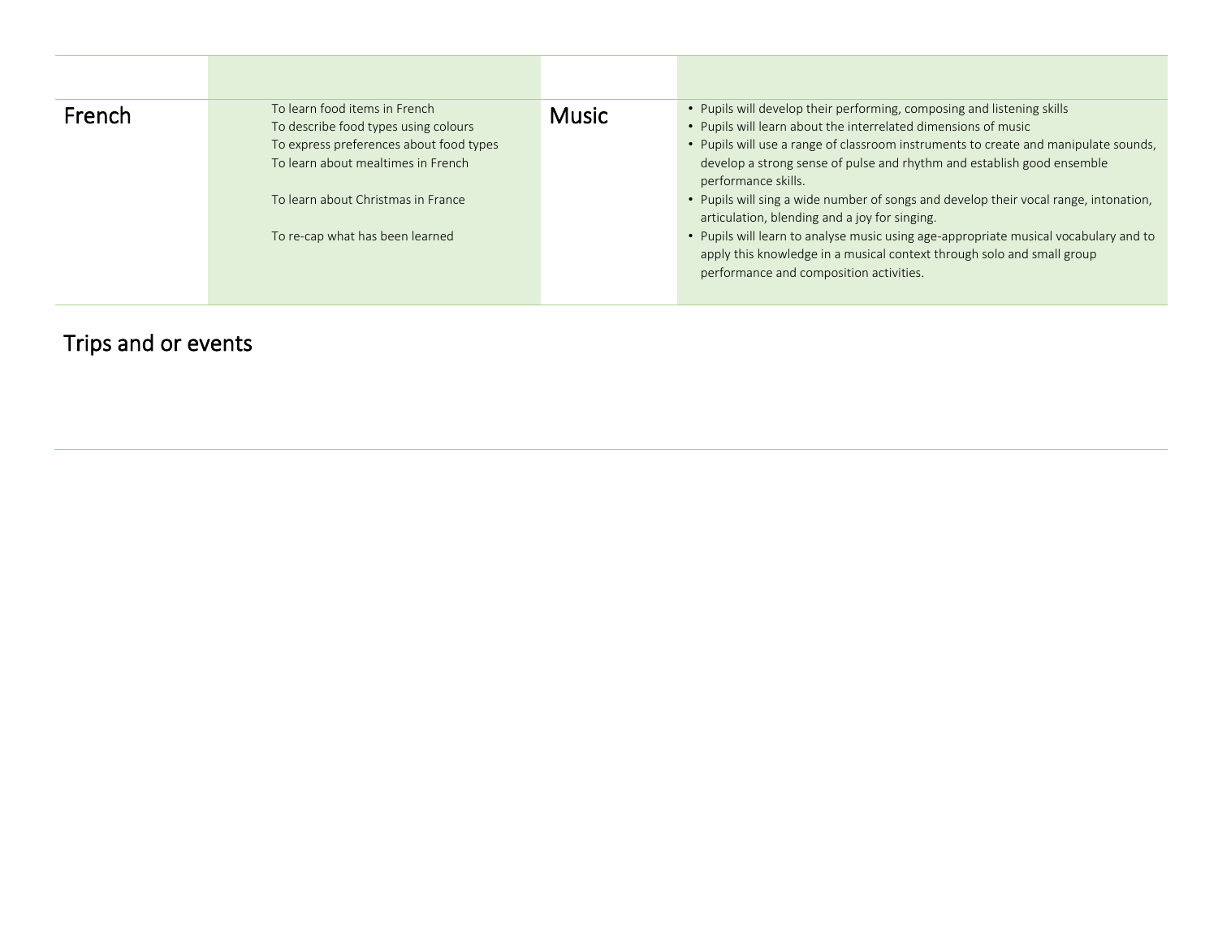| | | | |
|---|---|---|---|
| French | To learn food items in French<br>To describe food types using colours<br>To express preferences about food types<br>To learn about mealtimes in French<br><br>To learn about Christmas in France<br><br>To re-cap what has been learned | Music | • Pupils will develop their performing, composing and listening skills<br>• Pupils will learn about the interrelated dimensions of music<br>• Pupils will use a range of classroom instruments to create and manipulate sounds, develop a strong sense of pulse and rhythm and establish good ensemble performance skills.<br>• Pupils will sing a wide number of songs and develop their vocal range, intonation, articulation, blending and a joy for singing.<br>• Pupils will learn to analyse music using age-appropriate musical vocabulary and to apply this knowledge in a musical context through solo and small group performance and composition activities. |

## Trips and or events